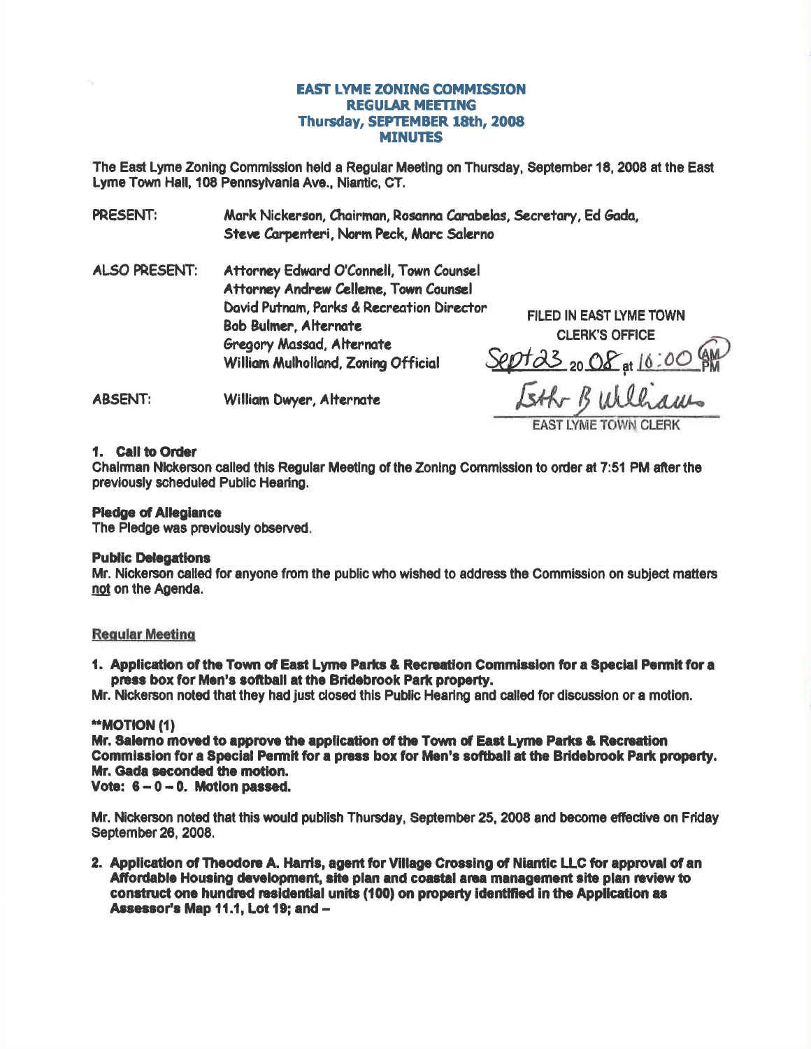# EAST LYME ZONING COMMISSION
## REGULAR MEETING
## Thursday, SEPTEMBER 18th, 2008
## MINUTES

The East Lyme Zoning Commission held a Regular Meeting on Thursday, September 18, 2008 at the East Lyme Town Hall, 108 Pennsylvania Ave., Niantic, CT.

PRESENT: Mark Nickerson, Chairman, Rosanna Carabelas, Secretary, Ed Gada, Steve Carpenteri, Norm Peck, Marc Salerno

ALSO PRESENT: Attorney Edward O'Connell, Town Counsel
Attorney Andrew Celleme, Town Counsel
David Putnam, Parks & Recreation Director
Bob Bulmer, Alternate
Gregory Massad, Alternate
William Mulholland, Zoning Official

ABSENT: William Dwyer, Alternate

FILED IN EAST LYME TOWN CLERK'S OFFICE
Sept 23 20 08 at 10:00 AM
Esther B Williams
EAST LYME TOWN CLERK

**1. Call to Order**
Chairman Nickerson called this Regular Meeting of the Zoning Commission to order at 7:51 PM after the previously scheduled Public Hearing.

**Pledge of Allegiance**
The Pledge was previously observed.

**Public Delegations**
Mr. Nickerson called for anyone from the public who wished to address the Commission on subject matters not on the Agenda.

**Regular Meeting**

**1. Application of the Town of East Lyme Parks & Recreation Commission for a Special Permit for a press box for Men's softball at the Bridebrook Park property.**
Mr. Nickerson noted that they had just closed this Public Hearing and called for discussion or a motion.

****MOTION (1)**
**Mr. Salerno moved to approve the application of the Town of East Lyme Parks & Recreation Commission for a Special Permit for a press box for Men's softball at the Bridebrook Park property.**
**Mr. Gada seconded the motion.**
**Vote: 6 – 0 – 0. Motion passed.**

Mr. Nickerson noted that this would publish Thursday, September 25, 2008 and become effective on Friday September 26, 2008.

**2. Application of Theodore A. Harris, agent for Village Crossing of Niantic LLC for approval of an Affordable Housing development, site plan and coastal area management site plan review to construct one hundred residential units (100) on property identified in the Application as Assessor's Map 11.1, Lot 19; and –**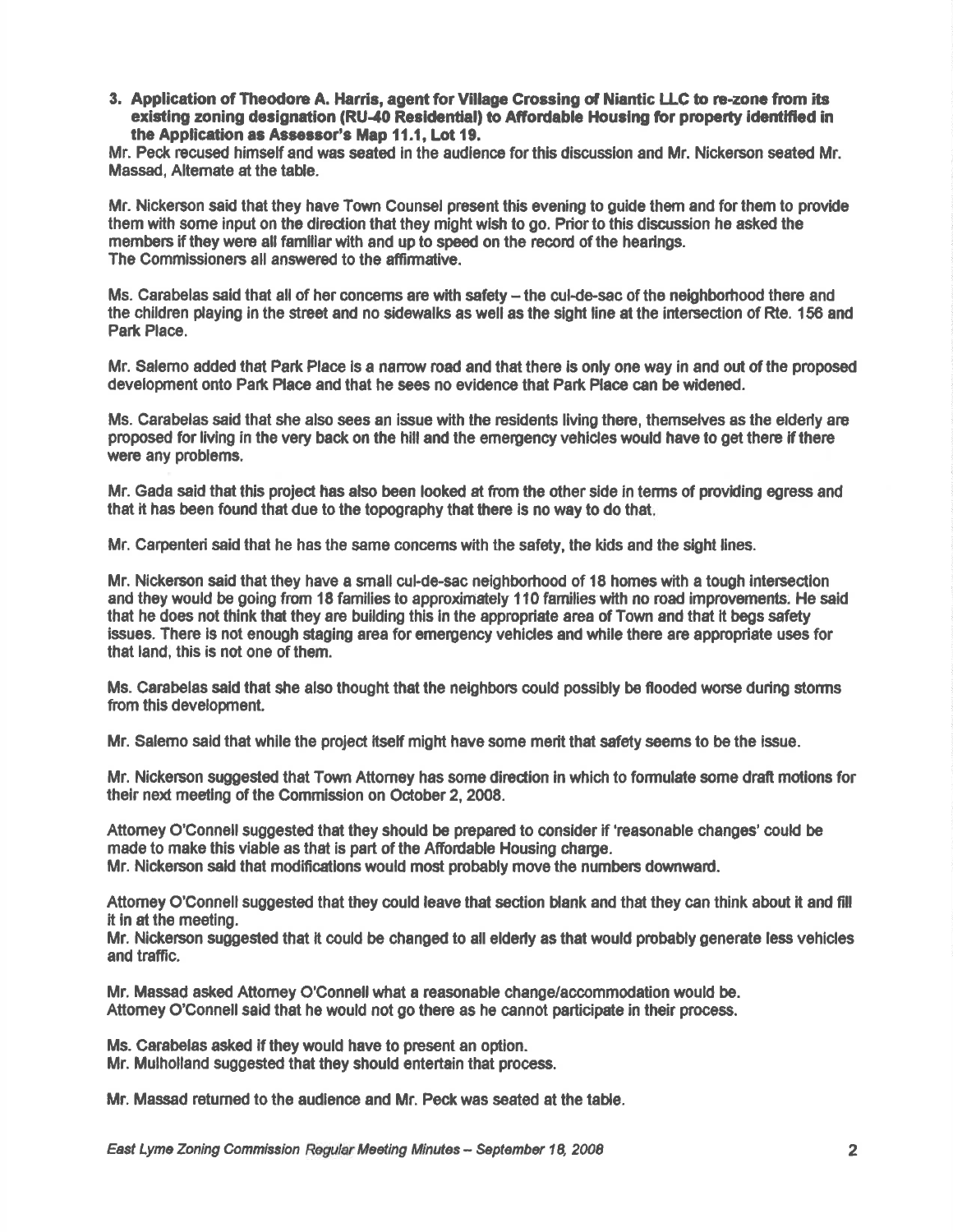**3. Application of Theodore A. Harris, agent for Village Crossing of Niantic LLC to re-zone from its existing zoning designation (RU-40 Residential) to Affordable Housing for property identified in the Application as Assessor's Map 11.1, Lot 19.**

Mr. Peck recused himself and was seated in the audience for this discussion and Mr. Nickerson seated Mr. Massad, Alternate at the table.

Mr. Nickerson said that they have Town Counsel present this evening to guide them and for them to provide them with some input on the direction that they might wish to go. Prior to this discussion he asked the members if they were all familiar with and up to speed on the record of the hearings.
The Commissioners all answered to the affirmative.

Ms. Carabelas said that all of her concerns are with safety – the cul-de-sac of the neighborhood there and the children playing in the street and no sidewalks as well as the sight line at the intersection of Rte. 156 and Park Place.

Mr. Salerno added that Park Place is a narrow road and that there is only one way in and out of the proposed development onto Park Place and that he sees no evidence that Park Place can be widened.

Ms. Carabelas said that she also sees an issue with the residents living there, themselves as the elderly are proposed for living in the very back on the hill and the emergency vehicles would have to get there if there were any problems.

Mr. Gada said that this project has also been looked at from the other side in terms of providing egress and that it has been found that due to the topography that there is no way to do that.

Mr. Carpenteri said that he has the same concerns with the safety, the kids and the sight lines.

Mr. Nickerson said that they have a small cul-de-sac neighborhood of 18 homes with a tough intersection and they would be going from 18 families to approximately 110 families with no road improvements. He said that he does not think that they are building this in the appropriate area of Town and that it begs safety issues. There is not enough staging area for emergency vehicles and while there are appropriate uses for that land, this is not one of them.

Ms. Carabelas said that she also thought that the neighbors could possibly be flooded worse during storms from this development.

Mr. Salerno said that while the project itself might have some merit that safety seems to be the issue.

Mr. Nickerson suggested that Town Attorney has some direction in which to formulate some draft motions for their next meeting of the Commission on October 2, 2008.

Attorney O'Connell suggested that they should be prepared to consider if 'reasonable changes' could be made to make this viable as that is part of the Affordable Housing charge.
Mr. Nickerson said that modifications would most probably move the numbers downward.

Attorney O'Connell suggested that they could leave that section blank and that they can think about it and fill it in at the meeting.
Mr. Nickerson suggested that it could be changed to all elderly as that would probably generate less vehicles and traffic.

Mr. Massad asked Attorney O'Connell what a reasonable change/accommodation would be.
Attorney O'Connell said that he would not go there as he cannot participate in their process.

Ms. Carabelas asked if they would have to present an option.
Mr. Mulholland suggested that they should entertain that process.

Mr. Massad returned to the audience and Mr. Peck was seated at the table.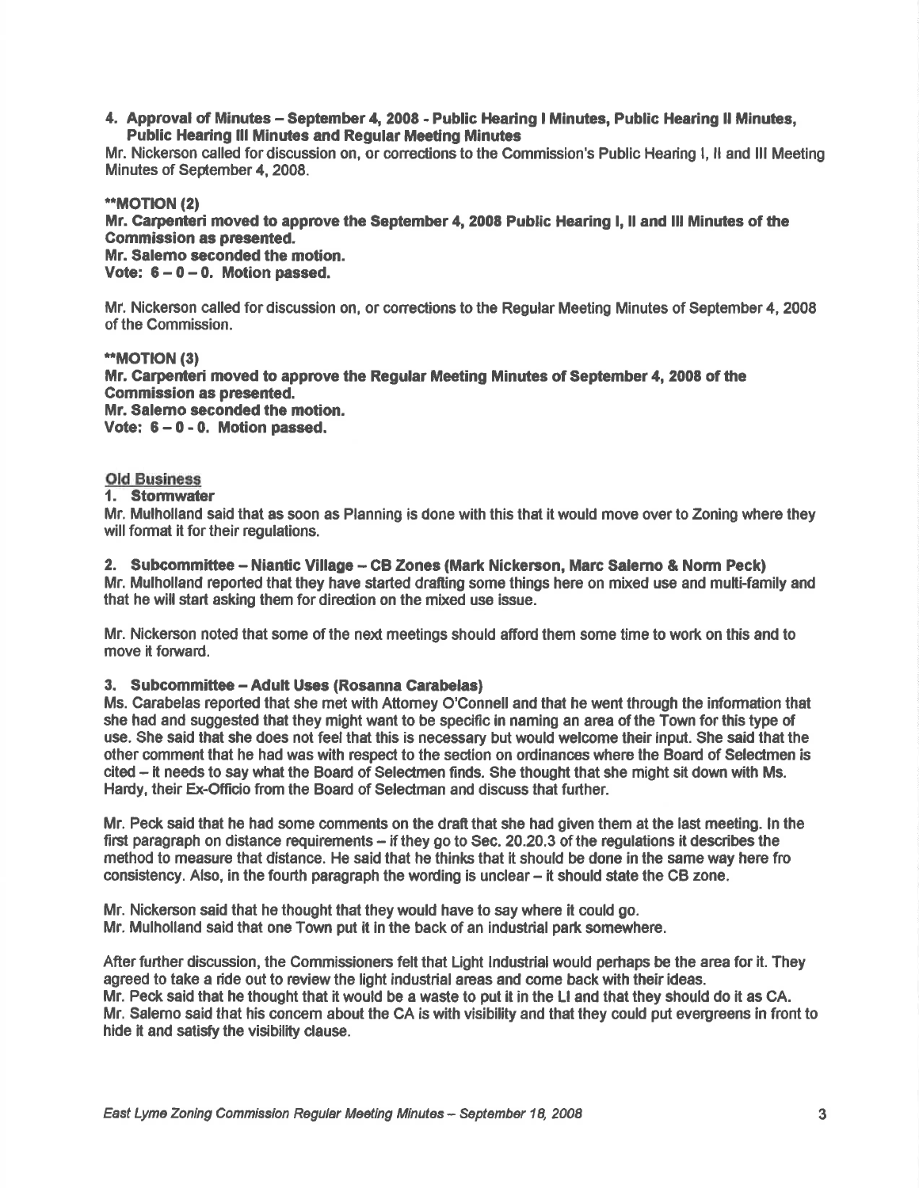**4. Approval of Minutes – September 4, 2008 - Public Hearing I Minutes, Public Hearing II Minutes, Public Hearing III Minutes and Regular Meeting Minutes**

Mr. Nickerson called for discussion on, or corrections to the Commission's Public Hearing I, II and III Meeting Minutes of September 4, 2008.

**\*\*MOTION (2)**
**Mr. Carpenteri moved to approve the September 4, 2008 Public Hearing I, II and III Minutes of the Commission as presented.**
**Mr. Salerno seconded the motion.**
**Vote: 6 – 0 – 0. Motion passed.**

Mr. Nickerson called for discussion on, or corrections to the Regular Meeting Minutes of September 4, 2008 of the Commission.

**\*\*MOTION (3)**
**Mr. Carpenteri moved to approve the Regular Meeting Minutes of September 4, 2008 of the Commission as presented.**
**Mr. Salerno seconded the motion.**
**Vote: 6 – 0 - 0. Motion passed.**

Old Business

**1. Stormwater**

Mr. Mulholland said that as soon as Planning is done with this that it would move over to Zoning where they will format it for their regulations.

**2. Subcommittee – Niantic Village – CB Zones (Mark Nickerson, Marc Salerno & Norm Peck)**

Mr. Mulholland reported that they have started drafting some things here on mixed use and multi-family and that he will start asking them for direction on the mixed use issue.

Mr. Nickerson noted that some of the next meetings should afford them some time to work on this and to move it forward.

**3. Subcommittee – Adult Uses (Rosanna Carabelas)**

Ms. Carabelas reported that she met with Attorney O'Connell and that he went through the information that she had and suggested that they might want to be specific in naming an area of the Town for this type of use. She said that she does not feel that this is necessary but would welcome their input. She said that the other comment that he had was with respect to the section on ordinances where the Board of Selectmen is cited – it needs to say what the Board of Selectmen finds. She thought that she might sit down with Ms. Hardy, their Ex-Officio from the Board of Selectman and discuss that further.

Mr. Peck said that he had some comments on the draft that she had given them at the last meeting. In the first paragraph on distance requirements – if they go to Sec. 20.20.3 of the regulations it describes the method to measure that distance. He said that he thinks that it should be done in the same way here fro consistency. Also, in the fourth paragraph the wording is unclear – it should state the CB zone.

Mr. Nickerson said that he thought that they would have to say where it could go.
Mr. Mulholland said that one Town put it in the back of an industrial park somewhere.

After further discussion, the Commissioners felt that Light Industrial would perhaps be the area for it. They agreed to take a ride out to review the light industrial areas and come back with their ideas.
Mr. Peck said that he thought that it would be a waste to put it in the LI and that they should do it as CA.
Mr. Salerno said that his concern about the CA is with visibility and that they could put evergreens in front to hide it and satisfy the visibility clause.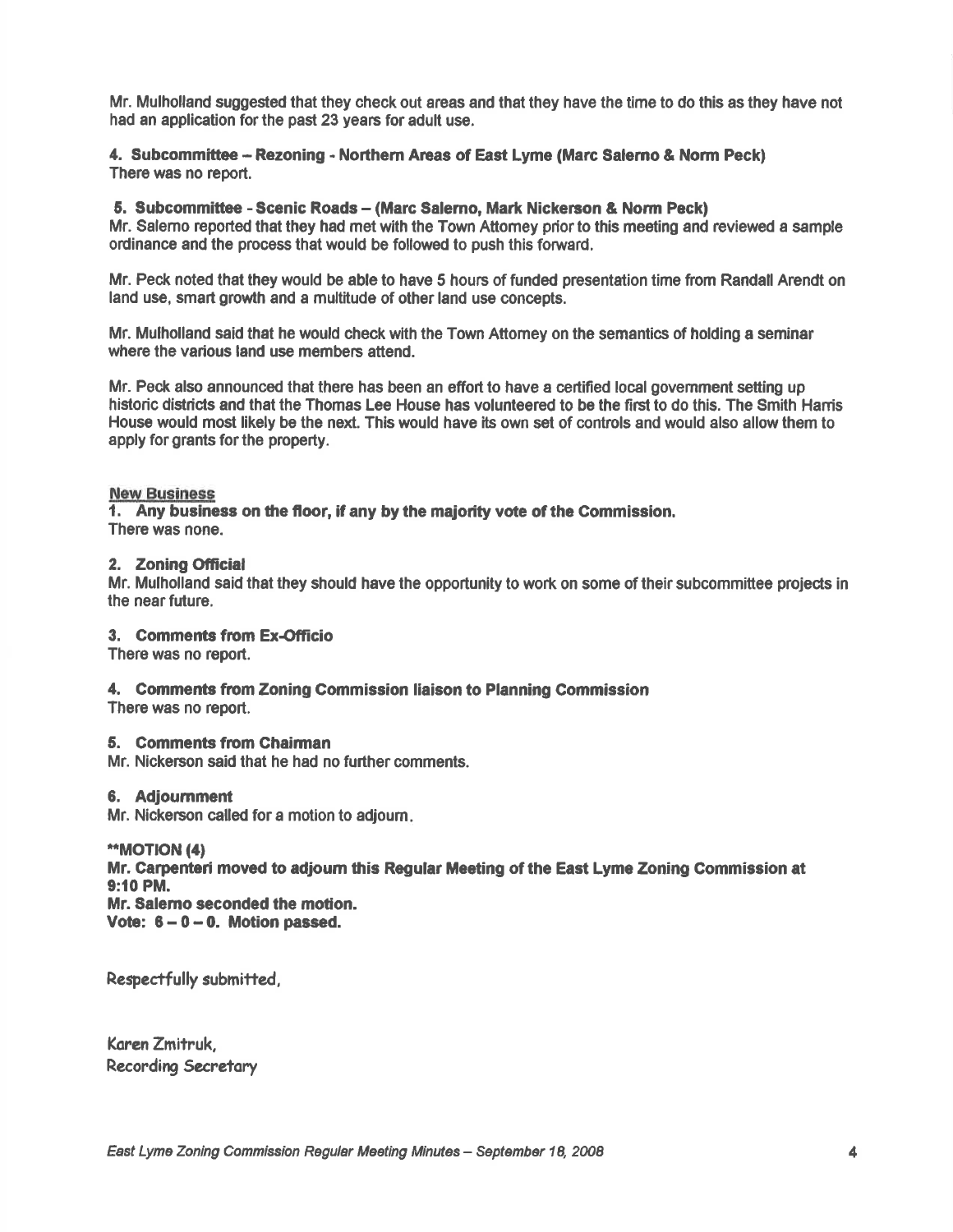Mr. Mulholland suggested that they check out areas and that they have the time to do this as they have not had an application for the past 23 years for adult use.

**4. Subcommittee – Rezoning - Northern Areas of East Lyme (Marc Salerno & Norm Peck)**
There was no report.

**5. Subcommittee - Scenic Roads – (Marc Salerno, Mark Nickerson & Norm Peck)**
Mr. Salerno reported that they had met with the Town Attorney prior to this meeting and reviewed a sample ordinance and the process that would be followed to push this forward.

Mr. Peck noted that they would be able to have 5 hours of funded presentation time from Randall Arendt on land use, smart growth and a multitude of other land use concepts.

Mr. Mulholland said that he would check with the Town Attorney on the semantics of holding a seminar where the various land use members attend.

Mr. Peck also announced that there has been an effort to have a certified local government setting up historic districts and that the Thomas Lee House has volunteered to be the first to do this. The Smith Harris House would most likely be the next. This would have its own set of controls and would also allow them to apply for grants for the property.

## New Business

**1. Any business on the floor, if any by the majority vote of the Commission.**
There was none.

**2. Zoning Official**
Mr. Mulholland said that they should have the opportunity to work on some of their subcommittee projects in the near future.

**3. Comments from Ex-Officio**
There was no report.

**4. Comments from Zoning Commission liaison to Planning Commission**
There was no report.

**5. Comments from Chairman**
Mr. Nickerson said that he had no further comments.

**6. Adjournment**
Mr. Nickerson called for a motion to adjourn.

****MOTION (4)**
**Mr. Carpenteri moved to adjourn this Regular Meeting of the East Lyme Zoning Commission at 9:10 PM.**
**Mr. Salerno seconded the motion.**
**Vote: 6 – 0 – 0. Motion passed.**

Respectfully submitted,

Karen Zmitruk,
Recording Secretary